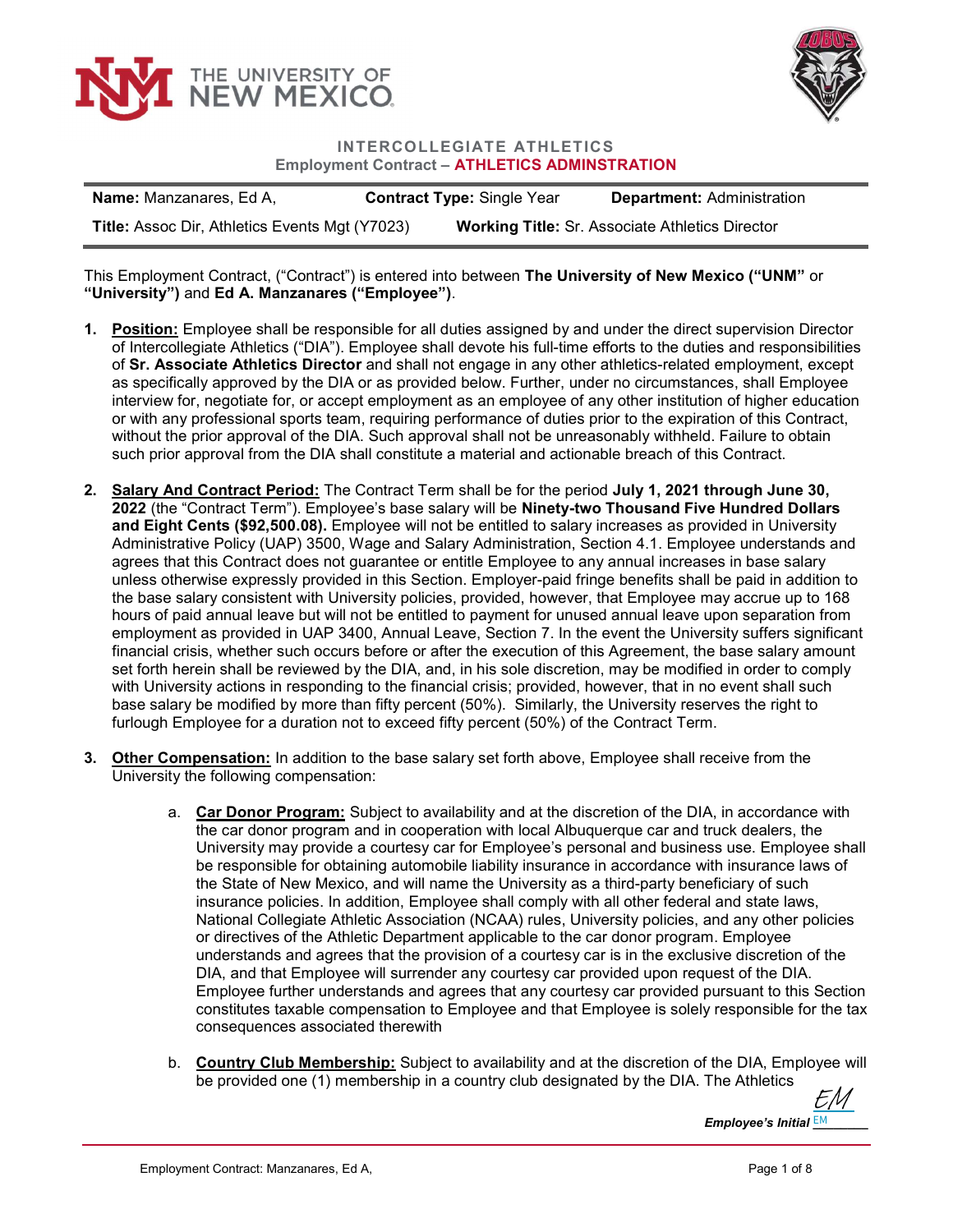THE UNIVERSITY OF NEW MEXICO

**INTERCOLLEGIATE ATHLETICS**
**Employment Contract – ATHLETICS ADMINSTRATION**

| | | |
|---|---|---|
| **Name:** Manzanares, Ed A, | **Contract Type:** Single Year | **Department:** Administration |
| **Title:** Assoc Dir, Athletics Events Mgt (Y7023) | **Working Title:** Sr. Associate Athletics Director | |

This Employment Contract, ("Contract") is entered into between **The University of New Mexico ("UNM"** or **"University")** and **Ed A. Manzanares ("Employee")**.

1. **Position:** Employee shall be responsible for all duties assigned by and under the direct supervision Director of Intercollegiate Athletics ("DIA"). Employee shall devote his full-time efforts to the duties and responsibilities of **Sr. Associate Athletics Director** and shall not engage in any other athletics-related employment, except as specifically approved by the DIA or as provided below. Further, under no circumstances, shall Employee interview for, negotiate for, or accept employment as an employee of any other institution of higher education or with any professional sports team, requiring performance of duties prior to the expiration of this Contract, without the prior approval of the DIA. Such approval shall not be unreasonably withheld. Failure to obtain such prior approval from the DIA shall constitute a material and actionable breach of this Contract.

2. **Salary And Contract Period:** The Contract Term shall be for the period **July 1, 2021 through June 30, 2022** (the "Contract Term"). Employee's base salary will be **Ninety-two Thousand Five Hundred Dollars and Eight Cents ($92,500.08).** Employee will not be entitled to salary increases as provided in University Administrative Policy (UAP) 3500, Wage and Salary Administration, Section 4.1. Employee understands and agrees that this Contract does not guarantee or entitle Employee to any annual increases in base salary unless otherwise expressly provided in this Section. Employer-paid fringe benefits shall be paid in addition to the base salary consistent with University policies, provided, however, that Employee may accrue up to 168 hours of paid annual leave but will not be entitled to payment for unused annual leave upon separation from employment as provided in UAP 3400, Annual Leave, Section 7. In the event the University suffers significant financial crisis, whether such occurs before or after the execution of this Agreement, the base salary amount set forth herein shall be reviewed by the DIA, and, in his sole discretion, may be modified in order to comply with University actions in responding to the financial crisis; provided, however, that in no event shall such base salary be modified by more than fifty percent (50%). Similarly, the University reserves the right to furlough Employee for a duration not to exceed fifty percent (50%) of the Contract Term.

3. **Other Compensation:** In addition to the base salary set forth above, Employee shall receive from the University the following compensation:

    a. **Car Donor Program:** Subject to availability and at the discretion of the DIA, in accordance with the car donor program and in cooperation with local Albuquerque car and truck dealers, the University may provide a courtesy car for Employee's personal and business use. Employee shall be responsible for obtaining automobile liability insurance in accordance with insurance laws of the State of New Mexico, and will name the University as a third-party beneficiary of such insurance policies. In addition, Employee shall comply with all other federal and state laws, National Collegiate Athletic Association (NCAA) rules, University policies, and any other policies or directives of the Athletic Department applicable to the car donor program. Employee understands and agrees that the provision of a courtesy car is in the exclusive discretion of the DIA, and that Employee will surrender any courtesy car provided upon request of the DIA. Employee further understands and agrees that any courtesy car provided pursuant to this Section constitutes taxable compensation to Employee and that Employee is solely responsible for the tax consequences associated therewith

    b. **Country Club Membership:** Subject to availability and at the discretion of the DIA, Employee will be provided one (1) membership in a country club designated by the DIA. The Athletics

*Employee's Initial* EM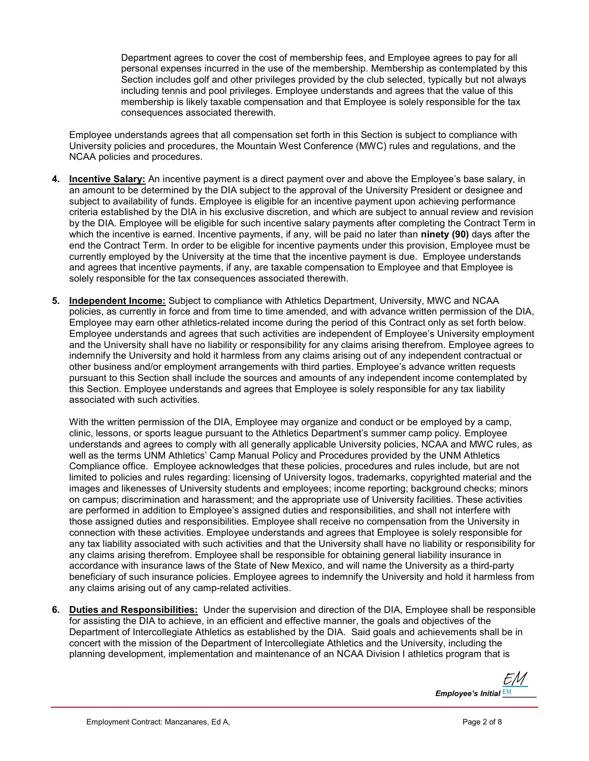Department agrees to cover the cost of membership fees, and Employee agrees to pay for all personal expenses incurred in the use of the membership. Membership as contemplated by this Section includes golf and other privileges provided by the club selected, typically but not always including tennis and pool privileges. Employee understands and agrees that the value of this membership is likely taxable compensation and that Employee is solely responsible for the tax consequences associated therewith.

Employee understands agrees that all compensation set forth in this Section is subject to compliance with University policies and procedures, the Mountain West Conference (MWC) rules and regulations, and the NCAA policies and procedures.

4. **Incentive Salary:** An incentive payment is a direct payment over and above the Employee's base salary, in an amount to be determined by the DIA subject to the approval of the University President or designee and subject to availability of funds. Employee is eligible for an incentive payment upon achieving performance criteria established by the DIA in his exclusive discretion, and which are subject to annual review and revision by the DIA. Employee will be eligible for such incentive salary payments after completing the Contract Term in which the incentive is earned. Incentive payments, if any, will be paid no later than **ninety (90)** days after the end the Contract Term. In order to be eligible for incentive payments under this provision, Employee must be currently employed by the University at the time that the incentive payment is due. Employee understands and agrees that incentive payments, if any, are taxable compensation to Employee and that Employee is solely responsible for the tax consequences associated therewith.

5. **Independent Income:** Subject to compliance with Athletics Department, University, MWC and NCAA policies, as currently in force and from time to time amended, and with advance written permission of the DIA, Employee may earn other athletics-related income during the period of this Contract only as set forth below. Employee understands and agrees that such activities are independent of Employee's University employment and the University shall have no liability or responsibility for any claims arising therefrom. Employee agrees to indemnify the University and hold it harmless from any claims arising out of any independent contractual or other business and/or employment arrangements with third parties. Employee's advance written requests pursuant to this Section shall include the sources and amounts of any independent income contemplated by this Section. Employee understands and agrees that Employee is solely responsible for any tax liability associated with such activities.

   With the written permission of the DIA, Employee may organize and conduct or be employed by a camp, clinic, lessons, or sports league pursuant to the Athletics Department's summer camp policy. Employee understands and agrees to comply with all generally applicable University policies, NCAA and MWC rules, as well as the terms UNM Athletics' Camp Manual Policy and Procedures provided by the UNM Athletics Compliance office. Employee acknowledges that these policies, procedures and rules include, but are not limited to policies and rules regarding: licensing of University logos, trademarks, copyrighted material and the images and likenesses of University students and employees; income reporting; background checks; minors on campus; discrimination and harassment; and the appropriate use of University facilities. These activities are performed in addition to Employee's assigned duties and responsibilities, and shall not interfere with those assigned duties and responsibilities. Employee shall receive no compensation from the University in connection with these activities. Employee understands and agrees that Employee is solely responsible for any tax liability associated with such activities and that the University shall have no liability or responsibility for any claims arising therefrom. Employee shall be responsible for obtaining general liability insurance in accordance with insurance laws of the State of New Mexico, and will name the University as a third-party beneficiary of such insurance policies. Employee agrees to indemnify the University and hold it harmless from any claims arising out of any camp-related activities.

6. **Duties and Responsibilities:** Under the supervision and direction of the DIA, Employee shall be responsible for assisting the DIA to achieve, in an efficient and effective manner, the goals and objectives of the Department of Intercollegiate Athletics as established by the DIA. Said goals and achievements shall be in concert with the mission of the Department of Intercollegiate Athletics and the University, including the planning development, implementation and maintenance of an NCAA Division I athletics program that is

*Employee's Initial* EM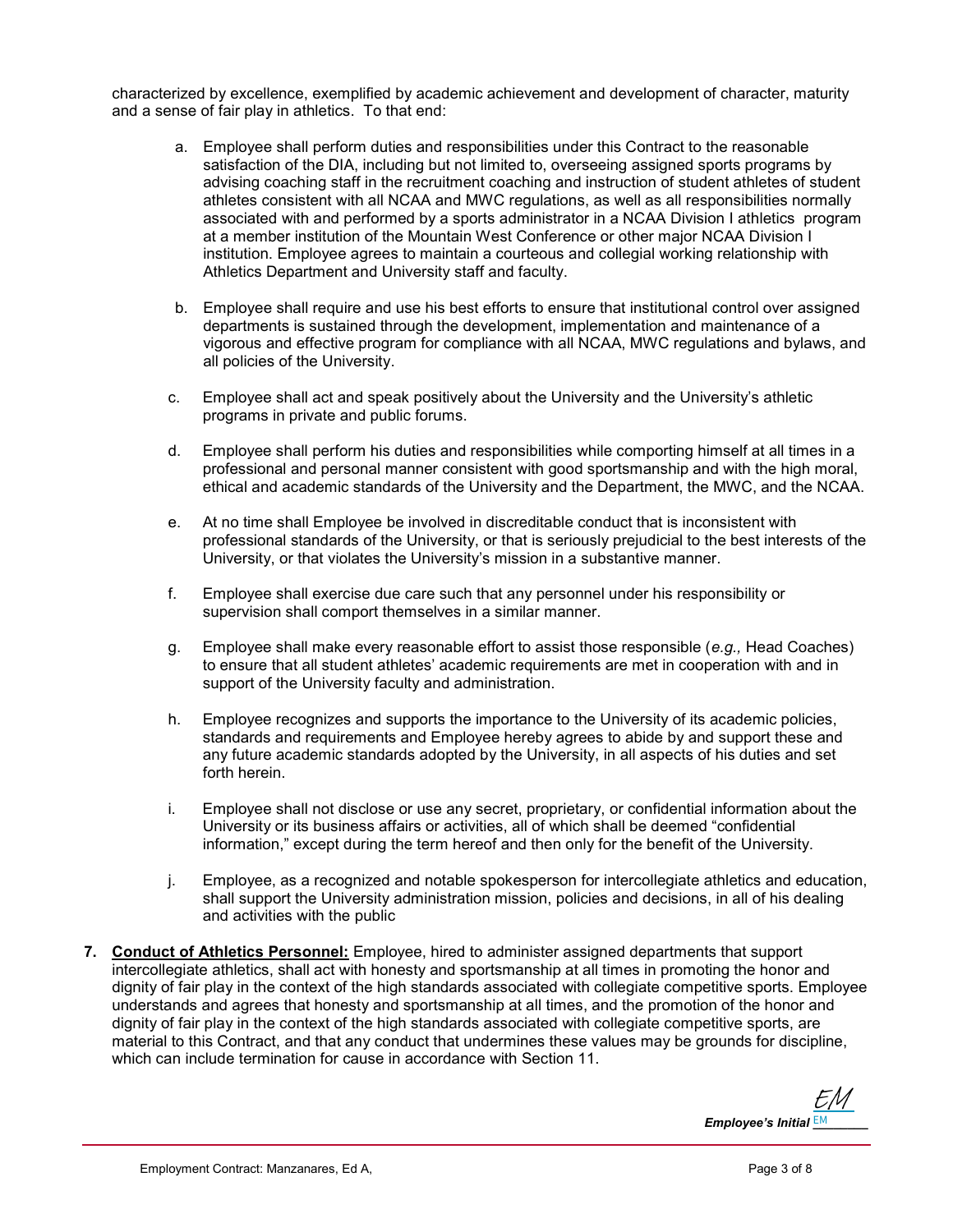characterized by excellence, exemplified by academic achievement and development of character, maturity and a sense of fair play in athletics. To that end:

a. Employee shall perform duties and responsibilities under this Contract to the reasonable satisfaction of the DIA, including but not limited to, overseeing assigned sports programs by advising coaching staff in the recruitment coaching and instruction of student athletes of student athletes consistent with all NCAA and MWC regulations, as well as all responsibilities normally associated with and performed by a sports administrator in a NCAA Division I athletics program at a member institution of the Mountain West Conference or other major NCAA Division I institution. Employee agrees to maintain a courteous and collegial working relationship with Athletics Department and University staff and faculty.

b. Employee shall require and use his best efforts to ensure that institutional control over assigned departments is sustained through the development, implementation and maintenance of a vigorous and effective program for compliance with all NCAA, MWC regulations and bylaws, and all policies of the University.

c. Employee shall act and speak positively about the University and the University's athletic programs in private and public forums.

d. Employee shall perform his duties and responsibilities while comporting himself at all times in a professional and personal manner consistent with good sportsmanship and with the high moral, ethical and academic standards of the University and the Department, the MWC, and the NCAA.

e. At no time shall Employee be involved in discreditable conduct that is inconsistent with professional standards of the University, or that is seriously prejudicial to the best interests of the University, or that violates the University's mission in a substantive manner.

f. Employee shall exercise due care such that any personnel under his responsibility or supervision shall comport themselves in a similar manner.

g. Employee shall make every reasonable effort to assist those responsible (*e.g.,* Head Coaches) to ensure that all student athletes' academic requirements are met in cooperation with and in support of the University faculty and administration.

h. Employee recognizes and supports the importance to the University of its academic policies, standards and requirements and Employee hereby agrees to abide by and support these and any future academic standards adopted by the University, in all aspects of his duties and set forth herein.

i. Employee shall not disclose or use any secret, proprietary, or confidential information about the University or its business affairs or activities, all of which shall be deemed "confidential information," except during the term hereof and then only for the benefit of the University.

j. Employee, as a recognized and notable spokesperson for intercollegiate athletics and education, shall support the University administration mission, policies and decisions, in all of his dealing and activities with the public

**7. Conduct of Athletics Personnel:** Employee, hired to administer assigned departments that support intercollegiate athletics, shall act with honesty and sportsmanship at all times in promoting the honor and dignity of fair play in the context of the high standards associated with collegiate competitive sports. Employee understands and agrees that honesty and sportsmanship at all times, and the promotion of the honor and dignity of fair play in the context of the high standards associated with collegiate competitive sports, are material to this Contract, and that any conduct that undermines these values may be grounds for discipline, which can include termination for cause in accordance with Section 11.

EM
***Employee's Initial*** EM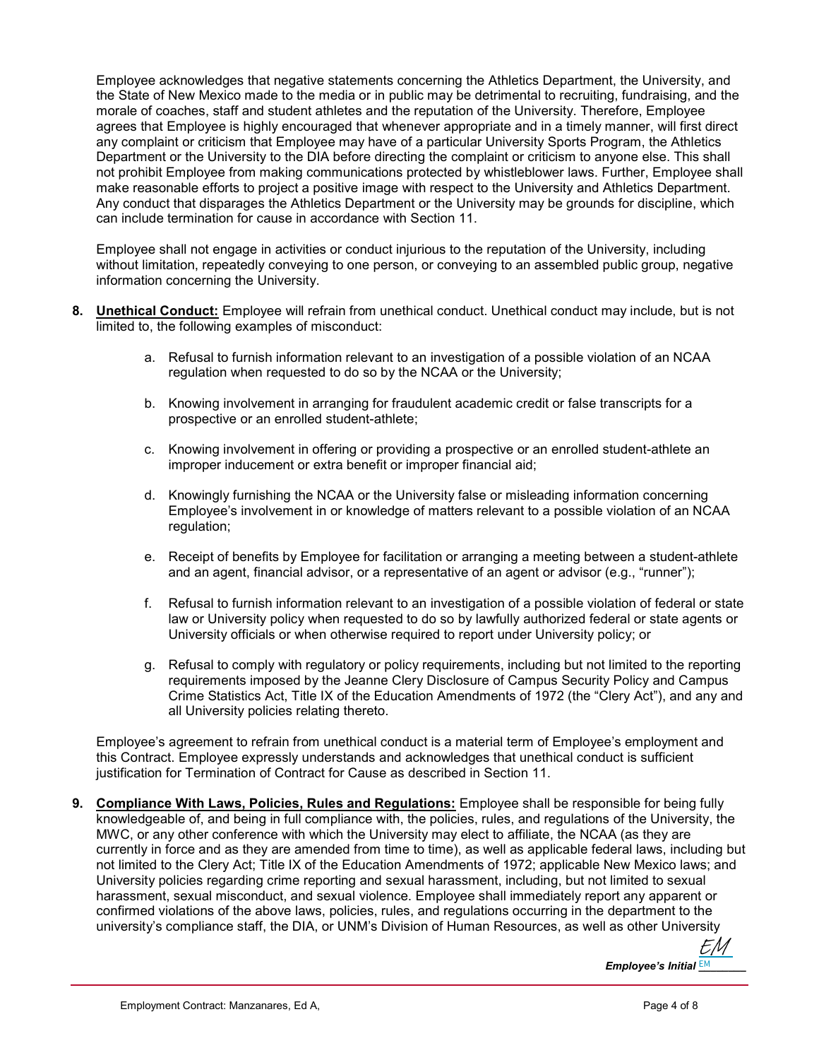Employee acknowledges that negative statements concerning the Athletics Department, the University, and the State of New Mexico made to the media or in public may be detrimental to recruiting, fundraising, and the morale of coaches, staff and student athletes and the reputation of the University. Therefore, Employee agrees that Employee is highly encouraged that whenever appropriate and in a timely manner, will first direct any complaint or criticism that Employee may have of a particular University Sports Program, the Athletics Department or the University to the DIA before directing the complaint or criticism to anyone else. This shall not prohibit Employee from making communications protected by whistleblower laws. Further, Employee shall make reasonable efforts to project a positive image with respect to the University and Athletics Department. Any conduct that disparages the Athletics Department or the University may be grounds for discipline, which can include termination for cause in accordance with Section 11.

Employee shall not engage in activities or conduct injurious to the reputation of the University, including without limitation, repeatedly conveying to one person, or conveying to an assembled public group, negative information concerning the University.

8. **Unethical Conduct:** Employee will refrain from unethical conduct. Unethical conduct may include, but is not limited to, the following examples of misconduct:

    a. Refusal to furnish information relevant to an investigation of a possible violation of an NCAA regulation when requested to do so by the NCAA or the University;

    b. Knowing involvement in arranging for fraudulent academic credit or false transcripts for a prospective or an enrolled student-athlete;

    c. Knowing involvement in offering or providing a prospective or an enrolled student-athlete an improper inducement or extra benefit or improper financial aid;

    d. Knowingly furnishing the NCAA or the University false or misleading information concerning Employee's involvement in or knowledge of matters relevant to a possible violation of an NCAA regulation;

    e. Receipt of benefits by Employee for facilitation or arranging a meeting between a student-athlete and an agent, financial advisor, or a representative of an agent or advisor (e.g., "runner");

    f. Refusal to furnish information relevant to an investigation of a possible violation of federal or state law or University policy when requested to do so by lawfully authorized federal or state agents or University officials or when otherwise required to report under University policy; or

    g. Refusal to comply with regulatory or policy requirements, including but not limited to the reporting requirements imposed by the Jeanne Clery Disclosure of Campus Security Policy and Campus Crime Statistics Act, Title IX of the Education Amendments of 1972 (the "Clery Act"), and any and all University policies relating thereto.

Employee's agreement to refrain from unethical conduct is a material term of Employee's employment and this Contract. Employee expressly understands and acknowledges that unethical conduct is sufficient justification for Termination of Contract for Cause as described in Section 11.

9. **Compliance With Laws, Policies, Rules and Regulations:** Employee shall be responsible for being fully knowledgeable of, and being in full compliance with, the policies, rules, and regulations of the University, the MWC, or any other conference with which the University may elect to affiliate, the NCAA (as they are currently in force and as they are amended from time to time), as well as applicable federal laws, including but not limited to the Clery Act; Title IX of the Education Amendments of 1972; applicable New Mexico laws; and University policies regarding crime reporting and sexual harassment, including, but not limited to sexual harassment, sexual misconduct, and sexual violence. Employee shall immediately report any apparent or confirmed violations of the above laws, policies, rules, and regulations occurring in the department to the university's compliance staff, the DIA, or UNM's Division of Human Resources, as well as other University

*Employee's Initial* EM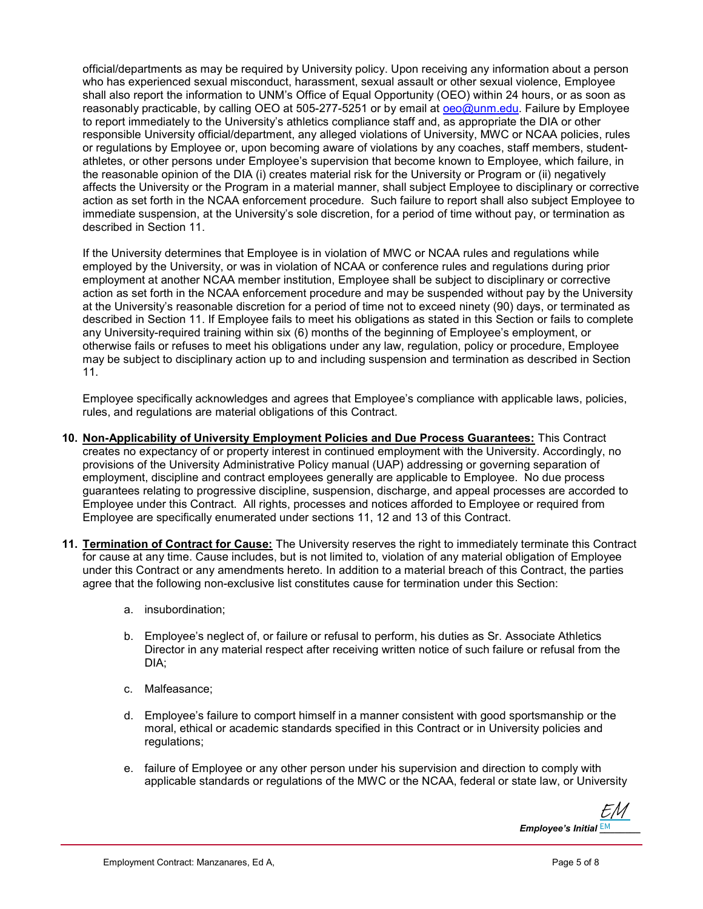official/departments as may be required by University policy. Upon receiving any information about a person who has experienced sexual misconduct, harassment, sexual assault or other sexual violence, Employee shall also report the information to UNM's Office of Equal Opportunity (OEO) within 24 hours, or as soon as reasonably practicable, by calling OEO at 505-277-5251 or by email at oeo@unm.edu. Failure by Employee to report immediately to the University's athletics compliance staff and, as appropriate the DIA or other responsible University official/department, any alleged violations of University, MWC or NCAA policies, rules or regulations by Employee or, upon becoming aware of violations by any coaches, staff members, student-athletes, or other persons under Employee's supervision that become known to Employee, which failure, in the reasonable opinion of the DIA (i) creates material risk for the University or Program or (ii) negatively affects the University or the Program in a material manner, shall subject Employee to disciplinary or corrective action as set forth in the NCAA enforcement procedure. Such failure to report shall also subject Employee to immediate suspension, at the University's sole discretion, for a period of time without pay, or termination as described in Section 11.

If the University determines that Employee is in violation of MWC or NCAA rules and regulations while employed by the University, or was in violation of NCAA or conference rules and regulations during prior employment at another NCAA member institution, Employee shall be subject to disciplinary or corrective action as set forth in the NCAA enforcement procedure and may be suspended without pay by the University at the University's reasonable discretion for a period of time not to exceed ninety (90) days, or terminated as described in Section 11. If Employee fails to meet his obligations as stated in this Section or fails to complete any University-required training within six (6) months of the beginning of Employee's employment, or otherwise fails or refuses to meet his obligations under any law, regulation, policy or procedure, Employee may be subject to disciplinary action up to and including suspension and termination as described in Section 11.

Employee specifically acknowledges and agrees that Employee's compliance with applicable laws, policies, rules, and regulations are material obligations of this Contract.

**10. Non-Applicability of University Employment Policies and Due Process Guarantees:** This Contract creates no expectancy of or property interest in continued employment with the University. Accordingly, no provisions of the University Administrative Policy manual (UAP) addressing or governing separation of employment, discipline and contract employees generally are applicable to Employee. No due process guarantees relating to progressive discipline, suspension, discharge, and appeal processes are accorded to Employee under this Contract. All rights, processes and notices afforded to Employee or required from Employee are specifically enumerated under sections 11, 12 and 13 of this Contract.

**11. Termination of Contract for Cause:** The University reserves the right to immediately terminate this Contract for cause at any time. Cause includes, but is not limited to, violation of any material obligation of Employee under this Contract or any amendments hereto. In addition to a material breach of this Contract, the parties agree that the following non-exclusive list constitutes cause for termination under this Section:

a. insubordination;

b. Employee's neglect of, or failure or refusal to perform, his duties as Sr. Associate Athletics Director in any material respect after receiving written notice of such failure or refusal from the DIA;

c. Malfeasance;

d. Employee's failure to comport himself in a manner consistent with good sportsmanship or the moral, ethical or academic standards specified in this Contract or in University policies and regulations;

e. failure of Employee or any other person under his supervision and direction to comply with applicable standards or regulations of the MWC or the NCAA, federal or state law, or University

*Employee's Initial* EM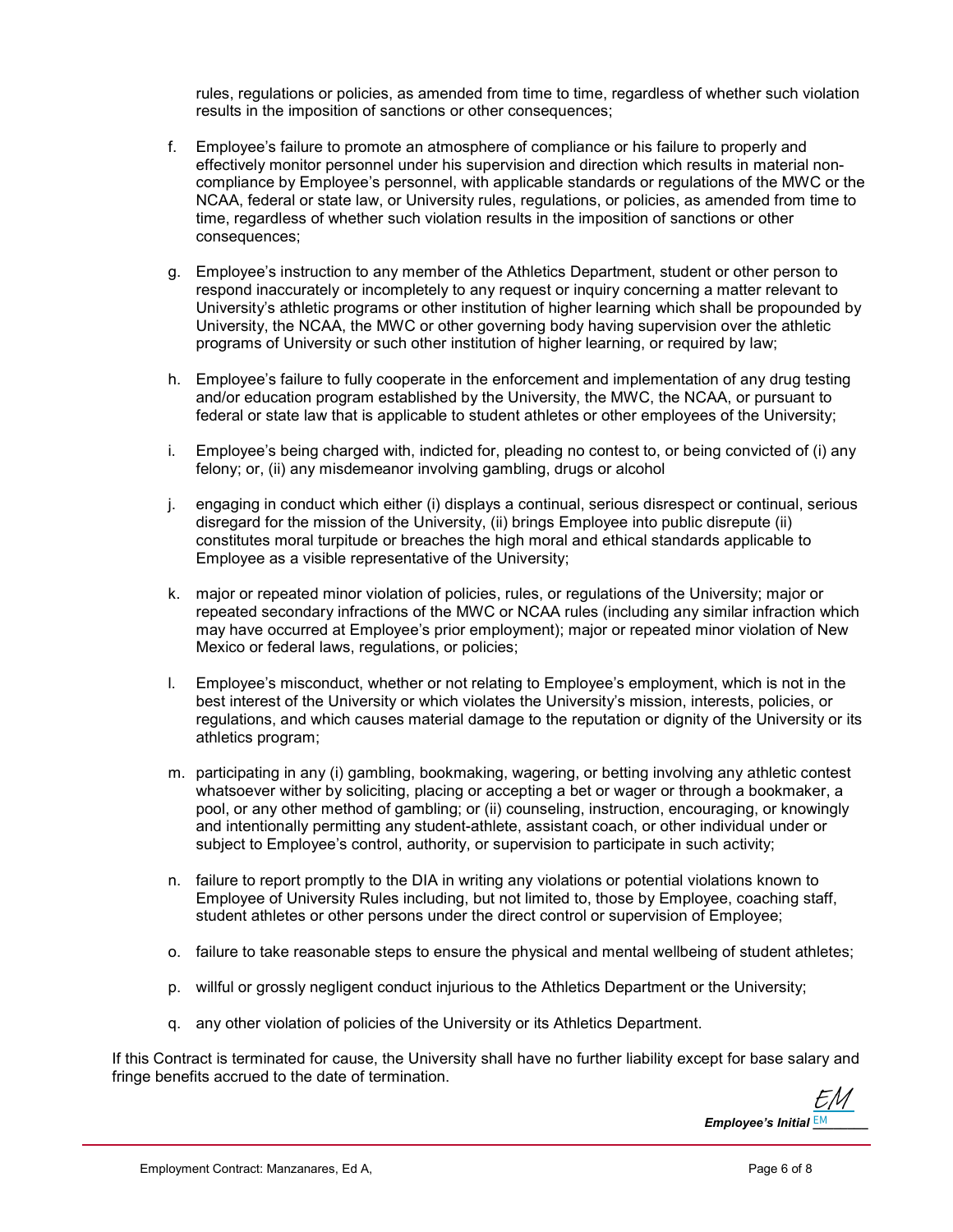rules, regulations or policies, as amended from time to time, regardless of whether such violation results in the imposition of sanctions or other consequences;

f. Employee's failure to promote an atmosphere of compliance or his failure to properly and effectively monitor personnel under his supervision and direction which results in material non-compliance by Employee's personnel, with applicable standards or regulations of the MWC or the NCAA, federal or state law, or University rules, regulations, or policies, as amended from time to time, regardless of whether such violation results in the imposition of sanctions or other consequences;

g. Employee's instruction to any member of the Athletics Department, student or other person to respond inaccurately or incompletely to any request or inquiry concerning a matter relevant to University's athletic programs or other institution of higher learning which shall be propounded by University, the NCAA, the MWC or other governing body having supervision over the athletic programs of University or such other institution of higher learning, or required by law;

h. Employee's failure to fully cooperate in the enforcement and implementation of any drug testing and/or education program established by the University, the MWC, the NCAA, or pursuant to federal or state law that is applicable to student athletes or other employees of the University;

i. Employee's being charged with, indicted for, pleading no contest to, or being convicted of (i) any felony; or, (ii) any misdemeanor involving gambling, drugs or alcohol

j. engaging in conduct which either (i) displays a continual, serious disrespect or continual, serious disregard for the mission of the University, (ii) brings Employee into public disrepute (ii) constitutes moral turpitude or breaches the high moral and ethical standards applicable to Employee as a visible representative of the University;

k. major or repeated minor violation of policies, rules, or regulations of the University; major or repeated secondary infractions of the MWC or NCAA rules (including any similar infraction which may have occurred at Employee's prior employment); major or repeated minor violation of New Mexico or federal laws, regulations, or policies;

l. Employee's misconduct, whether or not relating to Employee's employment, which is not in the best interest of the University or which violates the University's mission, interests, policies, or regulations, and which causes material damage to the reputation or dignity of the University or its athletics program;

m. participating in any (i) gambling, bookmaking, wagering, or betting involving any athletic contest whatsoever wither by soliciting, placing or accepting a bet or wager or through a bookmaker, a pool, or any other method of gambling; or (ii) counseling, instruction, encouraging, or knowingly and intentionally permitting any student-athlete, assistant coach, or other individual under or subject to Employee's control, authority, or supervision to participate in such activity;

n. failure to report promptly to the DIA in writing any violations or potential violations known to Employee of University Rules including, but not limited to, those by Employee, coaching staff, student athletes or other persons under the direct control or supervision of Employee;

o. failure to take reasonable steps to ensure the physical and mental wellbeing of student athletes;

p. willful or grossly negligent conduct injurious to the Athletics Department or the University;

q. any other violation of policies of the University or its Athletics Department.

If this Contract is terminated for cause, the University shall have no further liability except for base salary and fringe benefits accrued to the date of termination.

*EM*
***Employee's Initial*** EM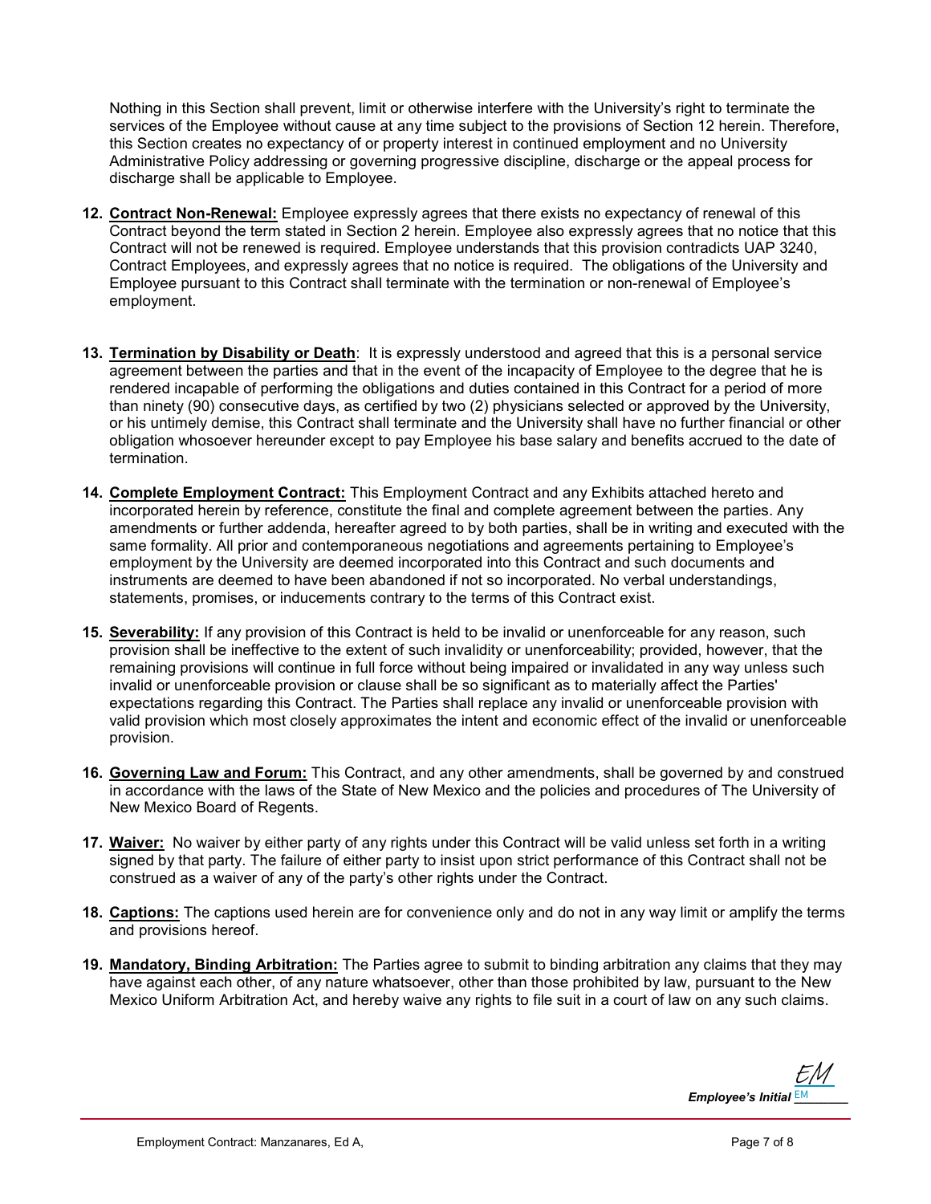Nothing in this Section shall prevent, limit or otherwise interfere with the University's right to terminate the services of the Employee without cause at any time subject to the provisions of Section 12 herein. Therefore, this Section creates no expectancy of or property interest in continued employment and no University Administrative Policy addressing or governing progressive discipline, discharge or the appeal process for discharge shall be applicable to Employee.

12. **Contract Non-Renewal:** Employee expressly agrees that there exists no expectancy of renewal of this Contract beyond the term stated in Section 2 herein. Employee also expressly agrees that no notice that this Contract will not be renewed is required. Employee understands that this provision contradicts UAP 3240, Contract Employees, and expressly agrees that no notice is required. The obligations of the University and Employee pursuant to this Contract shall terminate with the termination or non-renewal of Employee's employment.

13. **Termination by Disability or Death**: It is expressly understood and agreed that this is a personal service agreement between the parties and that in the event of the incapacity of Employee to the degree that he is rendered incapable of performing the obligations and duties contained in this Contract for a period of more than ninety (90) consecutive days, as certified by two (2) physicians selected or approved by the University, or his untimely demise, this Contract shall terminate and the University shall have no further financial or other obligation whosoever hereunder except to pay Employee his base salary and benefits accrued to the date of termination.

14. **Complete Employment Contract:** This Employment Contract and any Exhibits attached hereto and incorporated herein by reference, constitute the final and complete agreement between the parties. Any amendments or further addenda, hereafter agreed to by both parties, shall be in writing and executed with the same formality. All prior and contemporaneous negotiations and agreements pertaining to Employee's employment by the University are deemed incorporated into this Contract and such documents and instruments are deemed to have been abandoned if not so incorporated. No verbal understandings, statements, promises, or inducements contrary to the terms of this Contract exist.

15. **Severability:** If any provision of this Contract is held to be invalid or unenforceable for any reason, such provision shall be ineffective to the extent of such invalidity or unenforceability; provided, however, that the remaining provisions will continue in full force without being impaired or invalidated in any way unless such invalid or unenforceable provision or clause shall be so significant as to materially affect the Parties' expectations regarding this Contract. The Parties shall replace any invalid or unenforceable provision with valid provision which most closely approximates the intent and economic effect of the invalid or unenforceable provision.

16. **Governing Law and Forum:** This Contract, and any other amendments, shall be governed by and construed in accordance with the laws of the State of New Mexico and the policies and procedures of The University of New Mexico Board of Regents.

17. **Waiver:** No waiver by either party of any rights under this Contract will be valid unless set forth in a writing signed by that party. The failure of either party to insist upon strict performance of this Contract shall not be construed as a waiver of any of the party's other rights under the Contract.

18. **Captions:** The captions used herein are for convenience only and do not in any way limit or amplify the terms and provisions hereof.

19. **Mandatory, Binding Arbitration:** The Parties agree to submit to binding arbitration any claims that they may have against each other, of any nature whatsoever, other than those prohibited by law, pursuant to the New Mexico Uniform Arbitration Act, and hereby waive any rights to file suit in a court of law on any such claims.

EM
***Employee's Initial*** EM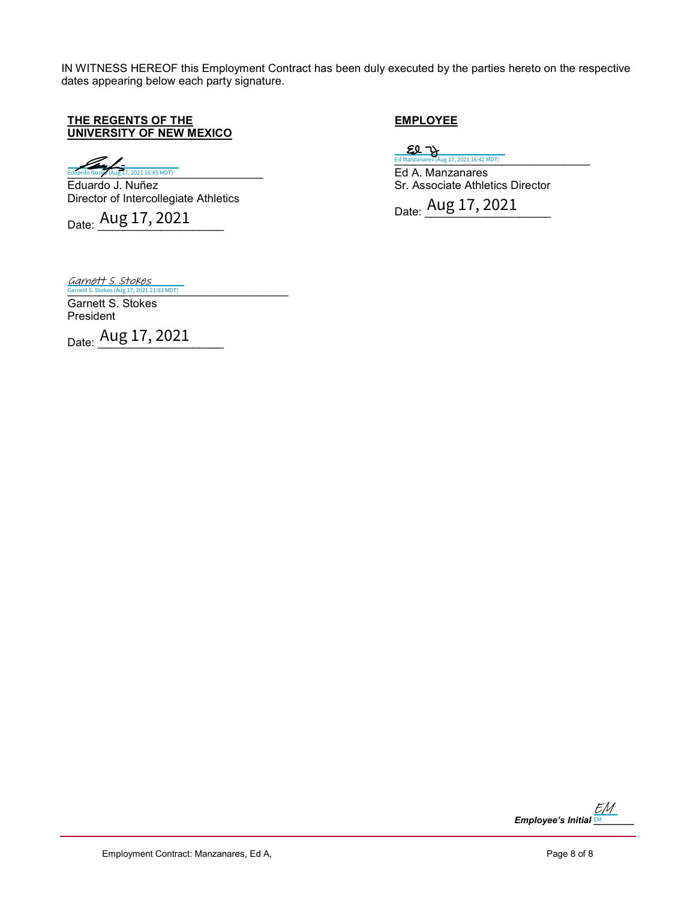IN WITNESS HEREOF this Employment Contract has been duly executed by the parties hereto on the respective dates appearing below each party signature.

**THE REGENTS OF THE UNIVERSITY OF NEW MEXICO**

Eduardo Nuñez (Aug 17, 2021 16:45 MDT)

Eduardo J. Nuñez
Director of Intercollegiate Athletics

Date: Aug 17, 2021

Garnett S. Stokes
Garnett S. Stokes (Aug 17, 2021 21:03 MDT)

Garnett S. Stokes
President

Date: Aug 17, 2021

**EMPLOYEE**

Ed Manzanares (Aug 17, 2021 16:42 MDT)

Ed A. Manzanares
Sr. Associate Athletics Director

Date: Aug 17, 2021

***Employee's Initial*** EM